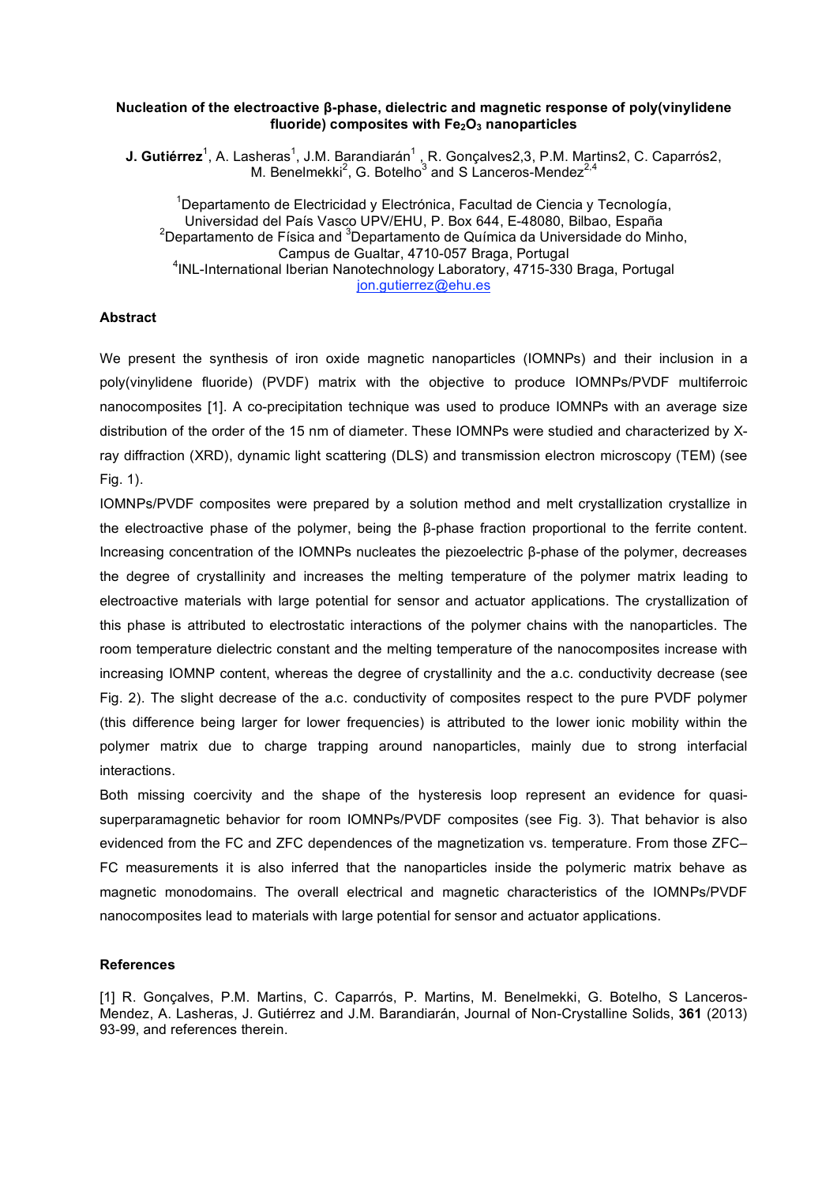# Nucleation of the electroactive β-phase, dielectric and magnetic response of poly(vinylidene fluoride) composites with $Fe_2O_3$ nanoparticles

**J. Gutiérrez**[1], A. Lasheras[1], J.M. Barandiarán[1] , R. Gonçalves2,3, P.M. Martins2, C. Caparrós2, M. Benelmekki[2], G. Botelho[3] and S Lanceros-Mendez[2,4]

[1]Departamento de Electricidad y Electrónica, Facultad de Ciencia y Tecnología, Universidad del País Vasco UPV/EHU, P. Box 644, E-48080, Bilbao, España
[2]Departamento de Física and [3]Departamento de Química da Universidade do Minho, Campus de Gualtar, 4710-057 Braga, Portugal
[4]INL-International Iberian Nanotechnology Laboratory, 4715-330 Braga, Portugal
jon.gutierrez@ehu.es

## Abstract

We present the synthesis of iron oxide magnetic nanoparticles (IOMNPs) and their inclusion in a poly(vinylidene fluoride) (PVDF) matrix with the objective to produce IOMNPs/PVDF multiferroic nanocomposites [1]. A co-precipitation technique was used to produce IOMNPs with an average size distribution of the order of the 15 nm of diameter. These IOMNPs were studied and characterized by X-ray diffraction (XRD), dynamic light scattering (DLS) and transmission electron microscopy (TEM) (see Fig. 1).

IOMNPs/PVDF composites were prepared by a solution method and melt crystallization crystallize in the electroactive phase of the polymer, being the β-phase fraction proportional to the ferrite content. Increasing concentration of the IOMNPs nucleates the piezoelectric β-phase of the polymer, decreases the degree of crystallinity and increases the melting temperature of the polymer matrix leading to electroactive materials with large potential for sensor and actuator applications. The crystallization of this phase is attributed to electrostatic interactions of the polymer chains with the nanoparticles. The room temperature dielectric constant and the melting temperature of the nanocomposites increase with increasing IOMNP content, whereas the degree of crystallinity and the a.c. conductivity decrease (see Fig. 2). The slight decrease of the a.c. conductivity of composites respect to the pure PVDF polymer (this difference being larger for lower frequencies) is attributed to the lower ionic mobility within the polymer matrix due to charge trapping around nanoparticles, mainly due to strong interfacial interactions.

Both missing coercivity and the shape of the hysteresis loop represent an evidence for quasi-superparamagnetic behavior for room IOMNPs/PVDF composites (see Fig. 3). That behavior is also evidenced from the FC and ZFC dependences of the magnetization vs. temperature. From those ZFC–FC measurements it is also inferred that the nanoparticles inside the polymeric matrix behave as magnetic monodomains. The overall electrical and magnetic characteristics of the IOMNPs/PVDF nanocomposites lead to materials with large potential for sensor and actuator applications.

## References

[1] R. Gonçalves, P.M. Martins, C. Caparrós, P. Martins, M. Benelmekki, G. Botelho, S Lanceros-Mendez, A. Lasheras, J. Gutiérrez and J.M. Barandiarán, Journal of Non-Crystalline Solids, **361** (2013) 93-99, and references therein.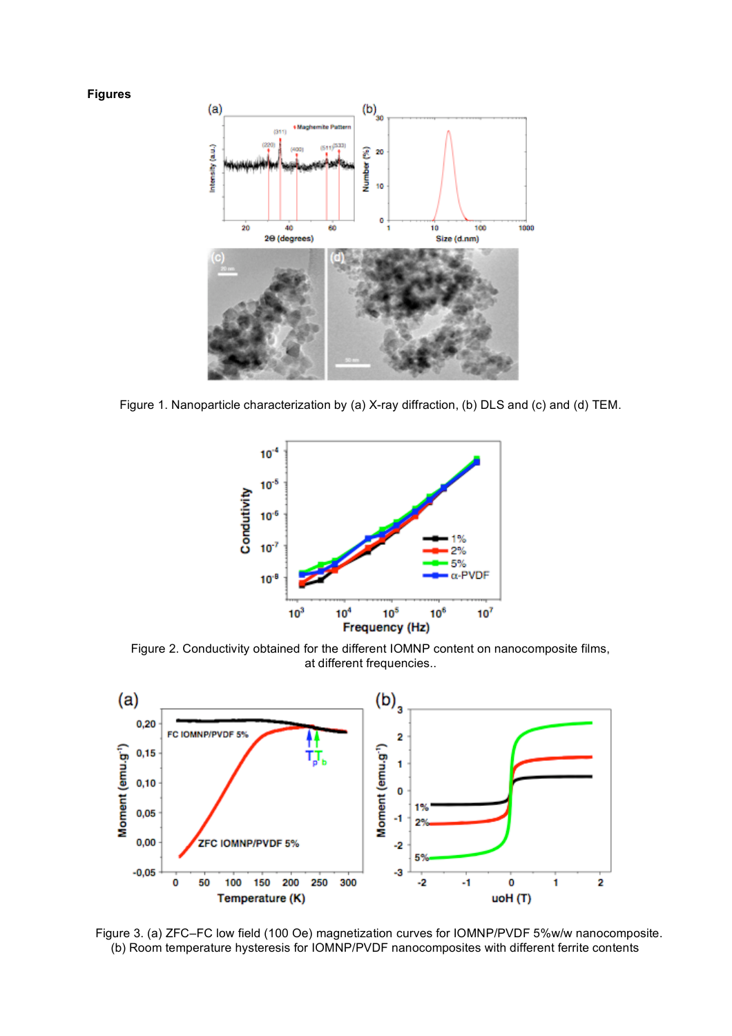**Figures**

(a)

Intensity (a.u.)

♦ Maghemite Pattern

(220) (311) (400) (511) (533)

20 40 60

2Θ (degrees)

(b)

Number (%)

0 10 20 30

1 10 100 1000

Size (d.nm)

(c)

(d)

Figure 1. Nanoparticle characterization by (a) X-ray diffraction, (b) DLS and (c) and (d) TEM.

Condutivity

$10^{-4}$ $10^{-5}$ $10^{-6}$ $10^{-7}$ $10^{-8}$

1%
2%
5%
α-PVDF

$10^{3}$ $10^{4}$ $10^{5}$ $10^{6}$ $10^{7}$

Frequency (Hz)

Figure 2. Conductivity obtained for the different IOMNP content on nanocomposite films, at different frequencies..

(a)

Moment (emu.g$^{-1}$)

0,20 0,15 0,10 0,05 0,00 -0,05

FC IOMNP/PVDF 5%

$T_p$ $T_b$

ZFC IOMNP/PVDF 5%

0 50 100 150 200 250 300

Temperature (K)

(b)

Moment (emu.g$^{-1}$)

3 2 1 0 -1 -2 -3

1%
2%
5%

-2 -1 0 1 2

uoH (T)

Figure 3. (a) ZFC–FC low field (100 Oe) magnetization curves for IOMNP/PVDF 5%w/w nanocomposite. (b) Room temperature hysteresis for IOMNP/PVDF nanocomposites with different ferrite contents